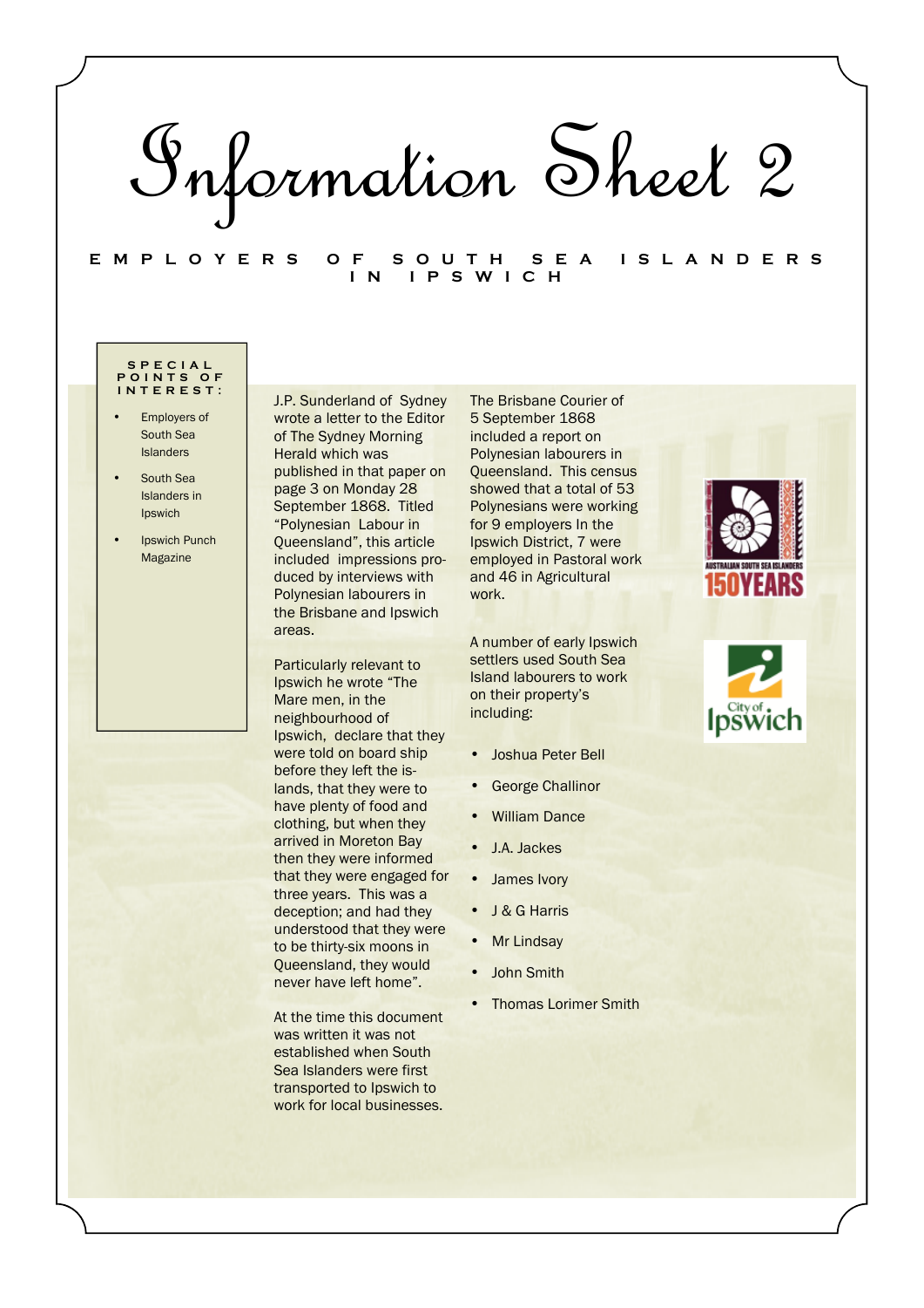# Information Sheet 2

## EMPLOYERS OF SOUTH SEA ISLANDERS IN IPSWICH

**SPECIAL POINTS OF INTEREST:**

- Employers of South Sea Islanders
- South Sea Islanders in Ipswich
- Ipswich Punch Magazine

J.P. Sunderland of Sydney wrote a letter to the Editor of The Sydney Morning Herald which was published in that paper on page 3 on Monday 28 September 1868. Titled "Polynesian Labour in Queensland", this article included impressions produced by interviews with Polynesian labourers in the Brisbane and Ipswich areas.

Particularly relevant to Ipswich he wrote "The Mare men, in the neighbourhood of Ipswich, declare that they were told on board ship before they left the islands, that they were to have plenty of food and clothing, but when they arrived in Moreton Bay then they were informed that they were engaged for three years. This was a deception; and had they understood that they were to be thirty-six moons in Queensland, they would never have left home".

At the time this document was written it was not established when South Sea Islanders were first transported to Ipswich to work for local businesses.

The Brisbane Courier of 5 September 1868 included a report on Polynesian labourers in Queensland. This census showed that a total of 53 Polynesians were working for 9 employers In the Ipswich District, 7 were employed in Pastoral work and 46 in Agricultural work.

A number of early Ipswich settlers used South Sea Island labourers to work on their property's including:

- Joshua Peter Bell
- George Challinor
- William Dance
- J.A. Jackes
- James Ivory
- J & G Harris
- Mr Lindsay
- John Smith
- Thomas Lorimer Smith

AUSTRALIAN SOUTH SEA ISLANDERS 150YEARS

City of Ipswich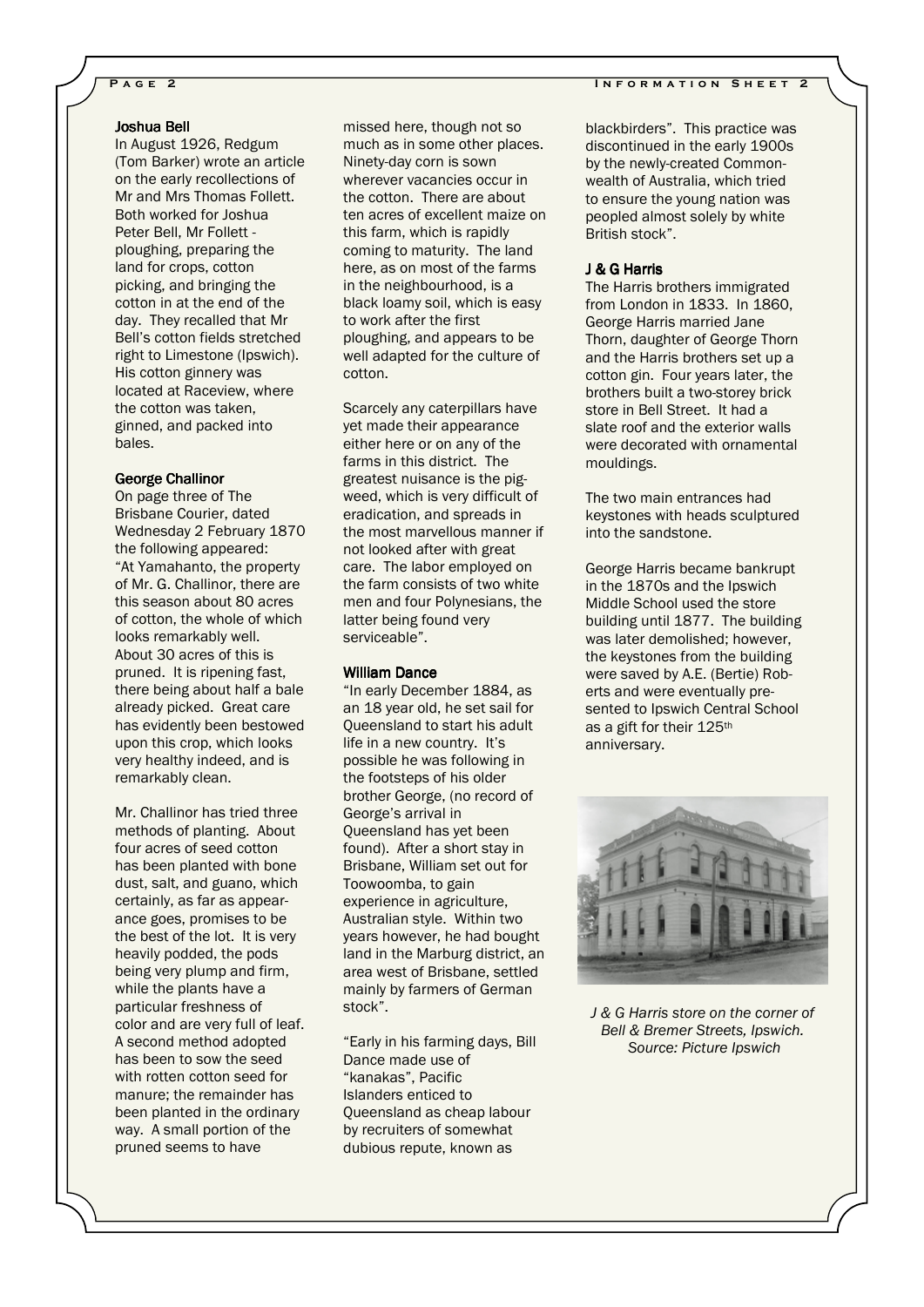### Joshua Bell

In August 1926, Redgum (Tom Barker) wrote an article on the early recollections of Mr and Mrs Thomas Follett. Both worked for Joshua Peter Bell, Mr Follett - ploughing, preparing the land for crops, cotton picking, and bringing the cotton in at the end of the day. They recalled that Mr Bell's cotton fields stretched right to Limestone (Ipswich). His cotton ginnery was located at Raceview, where the cotton was taken, ginned, and packed into bales.

### George Challinor

On page three of The Brisbane Courier, dated Wednesday 2 February 1870 the following appeared: "At Yamahanto, the property of Mr. G. Challinor, there are this season about 80 acres of cotton, the whole of which looks remarkably well. About 30 acres of this is pruned. It is ripening fast, there being about half a bale already picked. Great care has evidently been bestowed upon this crop, which looks very healthy indeed, and is remarkably clean.

Mr. Challinor has tried three methods of planting. About four acres of seed cotton has been planted with bone dust, salt, and guano, which certainly, as far as appearance goes, promises to be the best of the lot. It is very heavily podded, the pods being very plump and firm, while the plants have a particular freshness of color and are very full of leaf. A second method adopted has been to sow the seed with rotten cotton seed for manure; the remainder has been planted in the ordinary way. A small portion of the pruned seems to have missed here, though not so much as in some other places. Ninety-day corn is sown wherever vacancies occur in the cotton. There are about ten acres of excellent maize on this farm, which is rapidly coming to maturity. The land here, as on most of the farms in the neighbourhood, is a black loamy soil, which is easy to work after the first ploughing, and appears to be well adapted for the culture of cotton.

Scarcely any caterpillars have yet made their appearance either here or on any of the farms in this district. The greatest nuisance is the pig-weed, which is very difficult of eradication, and spreads in the most marvellous manner if not looked after with great care. The labor employed on the farm consists of two white men and four Polynesians, the latter being found very serviceable".

### William Dance

"In early December 1884, as an 18 year old, he set sail for Queensland to start his adult life in a new country. It's possible he was following in the footsteps of his older brother George, (no record of George's arrival in Queensland has yet been found). After a short stay in Brisbane, William set out for Toowoomba, to gain experience in agriculture, Australian style. Within two years however, he had bought land in the Marburg district, an area west of Brisbane, settled mainly by farmers of German stock".

"Early in his farming days, Bill Dance made use of "kanakas", Pacific Islanders enticed to Queensland as cheap labour by recruiters of somewhat dubious repute, known as blackbirders". This practice was discontinued in the early 1900s by the newly-created Commonwealth of Australia, which tried to ensure the young nation was peopled almost solely by white British stock".

### J & G Harris

The Harris brothers immigrated from London in 1833. In 1860, George Harris married Jane Thorn, daughter of George Thorn and the Harris brothers set up a cotton gin. Four years later, the brothers built a two-storey brick store in Bell Street. It had a slate roof and the exterior walls were decorated with ornamental mouldings.

The two main entrances had keystones with heads sculptured into the sandstone.

George Harris became bankrupt in the 1870s and the Ipswich Middle School used the store building until 1877. The building was later demolished; however, the keystones from the building were saved by A.E. (Bertie) Roberts and were eventually presented to Ipswich Central School as a gift for their 125th anniversary.

*J & G Harris store on the corner of Bell & Bremer Streets, Ipswich. Source: Picture Ipswich*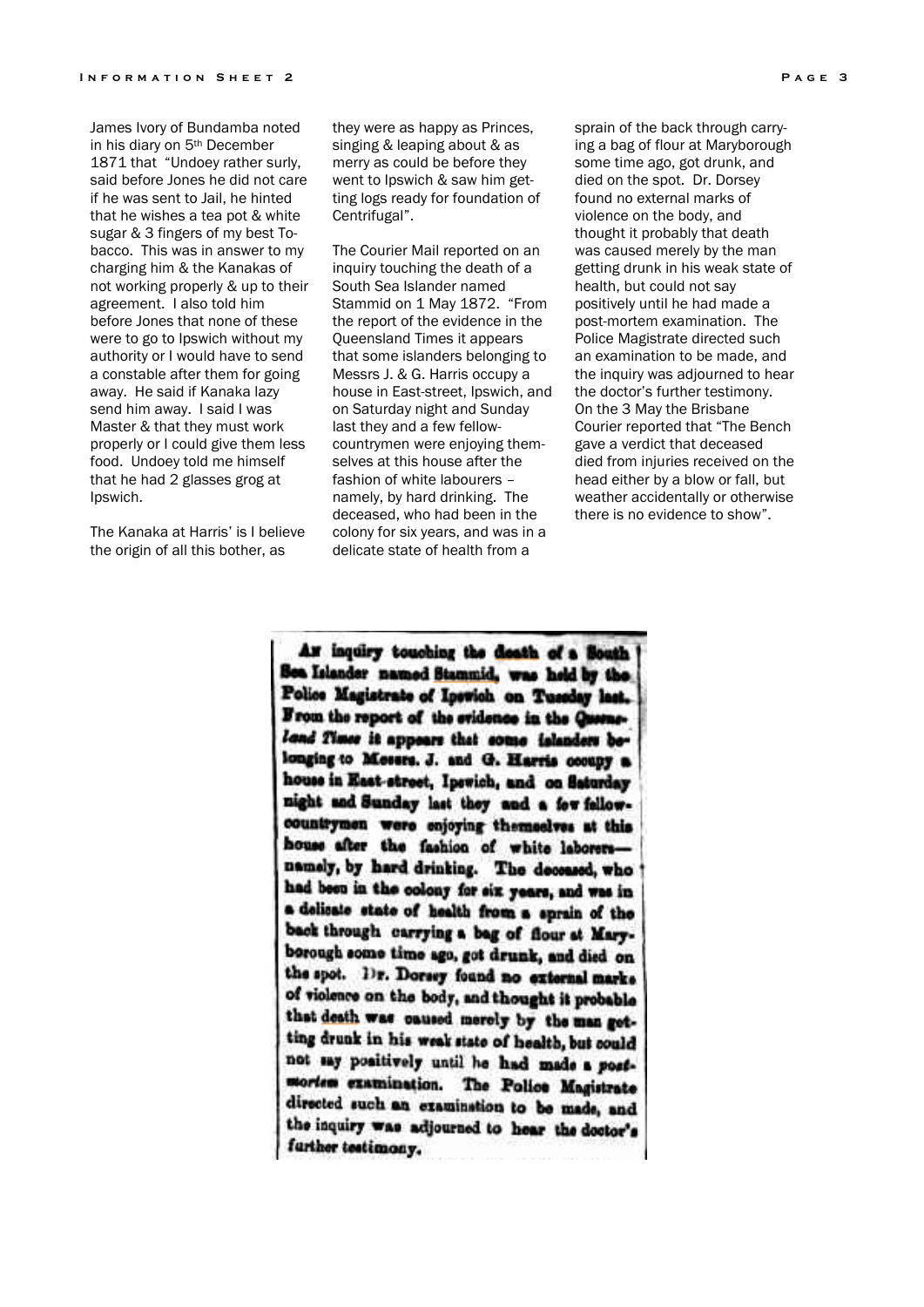James Ivory of Bundamba noted in his diary on 5th December 1871 that "Undoey rather surly, said before Jones he did not care if he was sent to Jail, he hinted that he wishes a tea pot & white sugar & 3 fingers of my best Tobacco. This was in answer to my charging him & the Kanakas of not working properly & up to their agreement. I also told him before Jones that none of these were to go to Ipswich without my authority or I would have to send a constable after them for going away. He said if Kanaka lazy send him away. I said I was Master & that they must work properly or I could give them less food. Undoey told me himself that he had 2 glasses grog at Ipswich.

The Kanaka at Harris' is I believe the origin of all this bother, as they were as happy as Princes, singing & leaping about & as merry as could be before they went to Ipswich & saw him getting logs ready for foundation of Centrifugal".

The Courier Mail reported on an inquiry touching the death of a South Sea Islander named Stammid on 1 May 1872. "From the report of the evidence in the Queensland Times it appears that some islanders belonging to Messrs J. & G. Harris occupy a house in East-street, Ipswich, and on Saturday night and Sunday last they and a few fellow-countrymen were enjoying themselves at this house after the fashion of white labourers – namely, by hard drinking. The deceased, who had been in the colony for six years, and was in a delicate state of health from a sprain of the back through carrying a bag of flour at Maryborough some time ago, got drunk, and died on the spot. Dr. Dorsey found no external marks of violence on the body, and thought it probably that death was caused merely by the man getting drunk in his weak state of health, but could not say positively until he had made a post-mortem examination. The Police Magistrate directed such an examination to be made, and the inquiry was adjourned to hear the doctor's further testimony. On the 3 May the Brisbane Courier reported that "The Bench gave a verdict that deceased died from injuries received on the head either by a blow or fall, but weather accidentally or otherwise there is no evidence to show".

An inquiry touching the death of a South Sea Islander named Stammid, was held by the Police Magistrate of Ipswich on Tuesday last. From the report of the evidence in the *Queensland Times* it appears that some islanders belonging to Messrs. J. and G. Harris occupy a house in East-street, Ipswich, and on Saturday night and Sunday last they and a few fellow-countrymen were enjoying themselves at this house after the fashion of white laborers—namely, by hard drinking. The deceased, who had been in the colony for six years, and was in a delicate state of health from a sprain of the back through carrying a bag of flour at Maryborough some time ago, got drunk, and died on the spot. Dr. Dorsey found no external marks of violence on the body, and thought it probable that death was caused merely by the man getting drunk in his weak state of health, but could not say positively until he had made a *post-mortem* examination. The Police Magistrate directed such an examination to be made, and the inquiry was adjourned to hear the doctor's further testimony.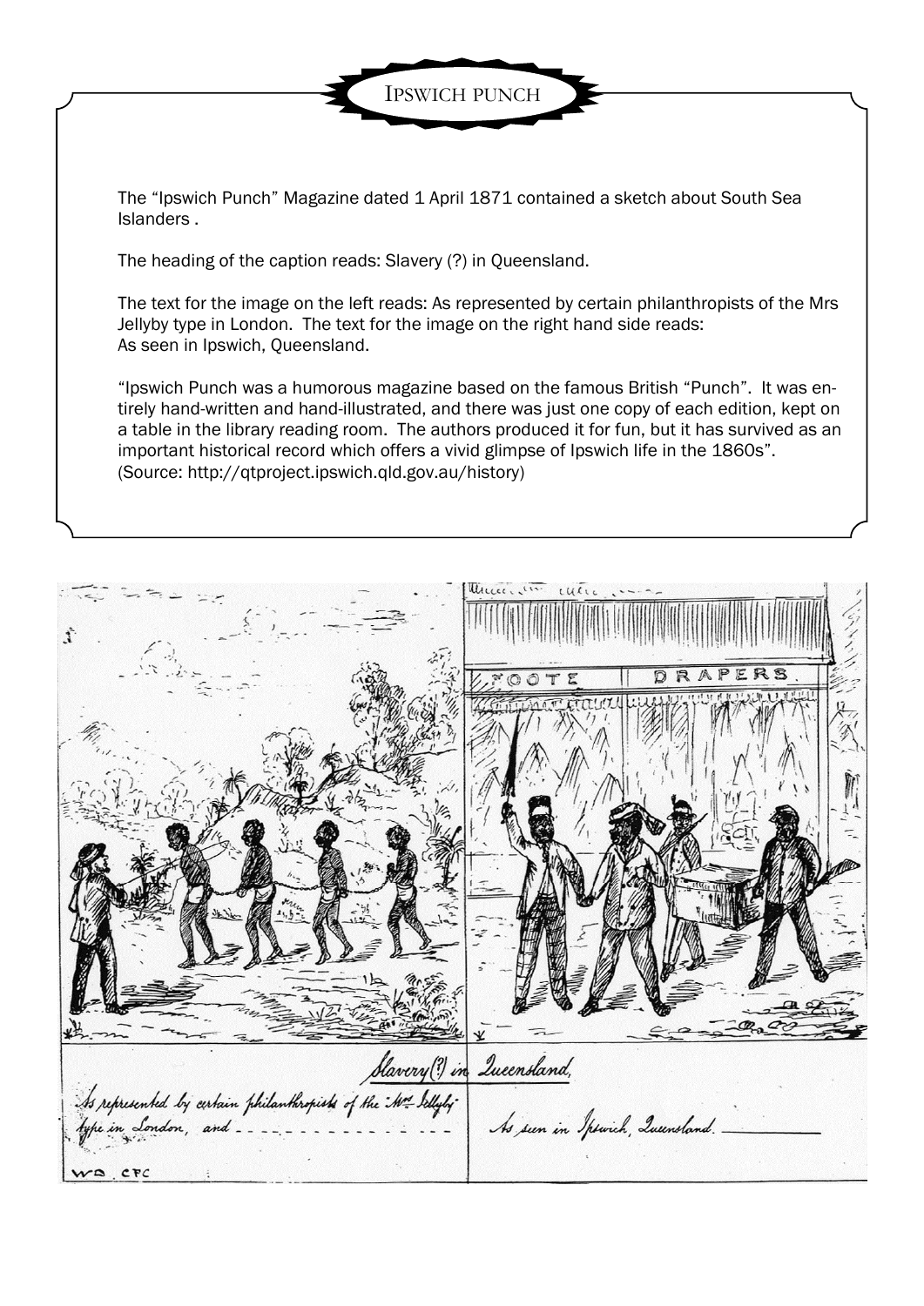# IPSWICH PUNCH

The "Ipswich Punch" Magazine dated 1 April 1871 contained a sketch about South Sea Islanders .

The heading of the caption reads: Slavery (?) in Queensland.

The text for the image on the left reads: As represented by certain philanthropists of the Mrs Jellyby type in London. The text for the image on the right hand side reads: As seen in Ipswich, Queensland.

"Ipswich Punch was a humorous magazine based on the famous British "Punch". It was entirely hand-written and hand-illustrated, and there was just one copy of each edition, kept on a table in the library reading room. The authors produced it for fun, but it has survived as an important historical record which offers a vivid glimpse of Ipswich life in the 1860s". (Source: http://qtproject.ipswich.qld.gov.au/history)

FOOTE DRAPERS

Slavery (?) in Queensland,

As represented by certain philanthropists of the "Mrs Jellyby" type in London, and

As seen in Ipswich, Queensland.

WD. CFC